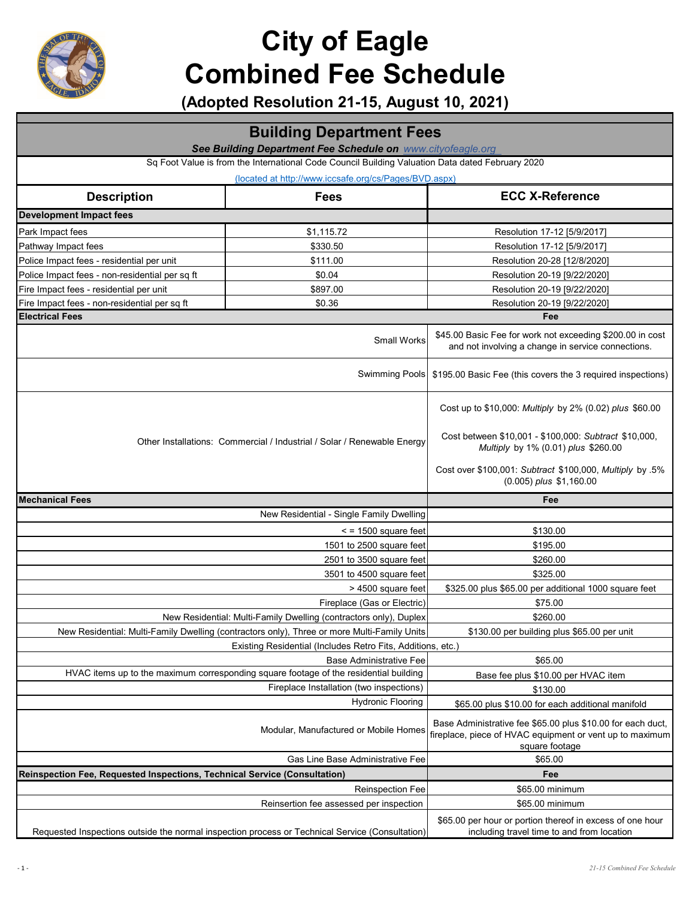# City of Eagle
# Combined Fee Schedule

**(Adopted Resolution 21-15, August 10, 2021)**

## Building Department Fees

***See Building Department Fee Schedule on** [www.cityofeagle.org](www.cityofeagle.org)*

Sq Foot Value is from the International Code Council Building Valuation Data dated February 2020

(located at http://www.iccsafe.org/cs/Pages/BVD.aspx)

| Description | Fees | ECC X-Reference |
|---|---|---|
| **Development Impact fees** | | |
| Park Impact fees | $1,115.72 | Resolution 17-12 [5/9/2017] |
| Pathway Impact fees | $330.50 | Resolution 17-12 [5/9/2017] |
| Police Impact fees - residential per unit | $111.00 | Resolution 20-28 [12/8/2020] |
| Police Impact fees - non-residential per sq ft | $0.04 | Resolution 20-19 [9/22/2020] |
| Fire Impact fees - residential per unit | $897.00 | Resolution 20-19 [9/22/2020] |
| Fire Impact fees - non-residential per sq ft | $0.36 | Resolution 20-19 [9/22/2020] |

| **Electrical Fees** | **Fee** |
|---|---|
| Small Works | $45.00 Basic Fee for work not exceeding $200.00 in cost and not involving a change in service connections. |
| Swimming Pools | $195.00 Basic Fee (this covers the 3 required inspections) |
| Other Installations: Commercial / Industrial / Solar / Renewable Energy | Cost up to $10,000: *Multiply* by 2% (0.02) *plus* $60.00<br><br>Cost between $10,001 - $100,000: *Subtract* $10,000, *Multiply* by 1% (0.01) *plus* $260.00<br><br>Cost over $100,001: *Subtract* $100,000, *Multiply* by .5% (0.005) *plus* $1,160.00 |

| **Mechanical Fees** | **Fee** |
|---|---|
| New Residential - Single Family Dwelling | |
| < = 1500 square feet | $130.00 |
| 1501 to 2500 square feet | $195.00 |
| 2501 to 3500 square feet | $260.00 |
| 3501 to 4500 square feet | $325.00 |
| > 4500 square feet | $325.00 plus $65.00 per additional 1000 square feet |
| Fireplace (Gas or Electric) | $75.00 |
| New Residential: Multi-Family Dwelling (contractors only), Duplex | $260.00 |
| New Residential: Multi-Family Dwelling (contractors only), Three or more Multi-Family Units | $130.00 per building plus $65.00 per unit |
| Existing Residential (Includes Retro Fits, Additions, etc.) | |
| Base Administrative Fee | $65.00 |
| HVAC items up to the maximum corresponding square footage of the residential building | Base fee plus $10.00 per HVAC item |
| Fireplace Installation (two inspections) | $130.00 |
| Hydronic Flooring | $65.00 plus $10.00 for each additional manifold |
| Modular, Manufactured or Mobile Homes | Base Administrative fee $65.00 plus $10.00 for each duct, fireplace, piece of HVAC equipment or vent up to maximum square footage |
| Gas Line Base Administrative Fee | $65.00 |

| **Reinspection Fee, Requested Inspections, Technical Service (Consultation)** | **Fee** |
|---|---|
| Reinspection Fee | $65.00 minimum |
| Reinsertion fee assessed per inspection | $65.00 minimum |
| Requested Inspections outside the normal inspection process or Technical Service (Consultation) | $65.00 per hour or portion thereof in excess of one hour including travel time to and from location |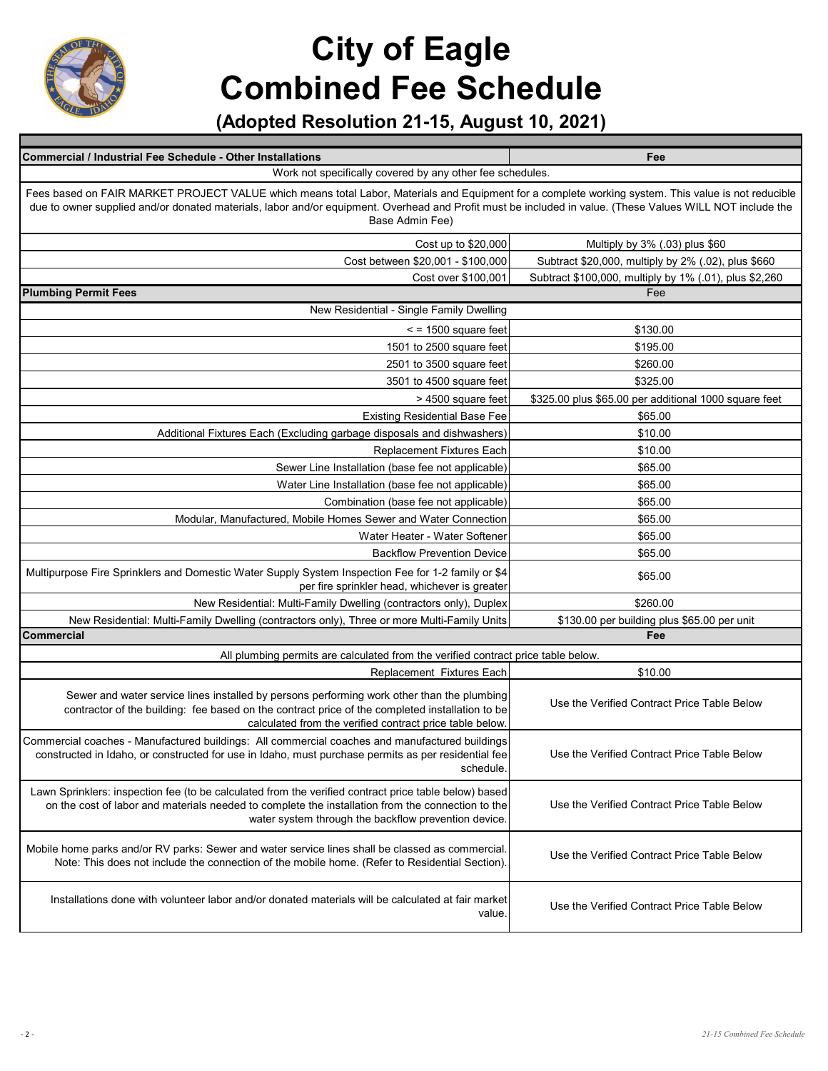# City of Eagle
# Combined Fee Schedule

### (Adopted Resolution 21-15, August 10, 2021)

| Commercial / Industrial Fee Schedule - Other Installations | Fee |
|---|---|
| Work not specifically covered by any other fee schedules. | |
| Fees based on FAIR MARKET PROJECT VALUE which means total Labor, Materials and Equipment for a complete working system. This value is not reducible due to owner supplied and/or donated materials, labor and/or equipment. Overhead and Profit must be included in value. (These Values WILL NOT include the Base Admin Fee) | |
| Cost up to $20,000 | Multiply by 3% (.03) plus $60 |
| Cost between $20,001 - $100,000 | Subtract $20,000, multiply by 2% (.02), plus $660 |
| Cost over $100,001 | Subtract $100,000, multiply by 1% (.01), plus $2,260 |
| **Plumbing Permit Fees** | Fee |
| New Residential - Single Family Dwelling | |
| < = 1500 square feet | $130.00 |
| 1501 to 2500 square feet | $195.00 |
| 2501 to 3500 square feet | $260.00 |
| 3501 to 4500 square feet | $325.00 |
| > 4500 square feet | $325.00 plus $65.00 per additional 1000 square feet |
| Existing Residential Base Fee | $65.00 |
| Additional Fixtures Each (Excluding garbage disposals and dishwashers) | $10.00 |
| Replacement Fixtures Each | $10.00 |
| Sewer Line Installation (base fee not applicable) | $65.00 |
| Water Line Installation (base fee not applicable) | $65.00 |
| Combination (base fee not applicable) | $65.00 |
| Modular, Manufactured, Mobile Homes Sewer and Water Connection | $65.00 |
| Water Heater - Water Softener | $65.00 |
| Backflow Prevention Device | $65.00 |
| Multipurpose Fire Sprinklers and Domestic Water Supply System Inspection Fee for 1-2 family or $4 per fire sprinkler head, whichever is greater | $65.00 |
| New Residential: Multi-Family Dwelling (contractors only), Duplex | $260.00 |
| New Residential: Multi-Family Dwelling (contractors only), Three or more Multi-Family Units | $130.00 per building plus $65.00 per unit |
| **Commercial** | **Fee** |
| All plumbing permits are calculated from the verified contract price table below. | |
| Replacement Fixtures Each | $10.00 |
| Sewer and water service lines installed by persons performing work other than the plumbing contractor of the building: fee based on the contract price of the completed installation to be calculated from the verified contract price table below. | Use the Verified Contract Price Table Below |
| Commercial coaches - Manufactured buildings: All commercial coaches and manufactured buildings constructed in Idaho, or constructed for use in Idaho, must purchase permits as per residential fee schedule. | Use the Verified Contract Price Table Below |
| Lawn Sprinklers: inspection fee (to be calculated from the verified contract price table below) based on the cost of labor and materials needed to complete the installation from the connection to the water system through the backflow prevention device. | Use the Verified Contract Price Table Below |
| Mobile home parks and/or RV parks: Sewer and water service lines shall be classed as commercial. Note: This does not include the connection of the mobile home. (Refer to Residential Section). | Use the Verified Contract Price Table Below |
| Installations done with volunteer labor and/or donated materials will be calculated at fair market value. | Use the Verified Contract Price Table Below |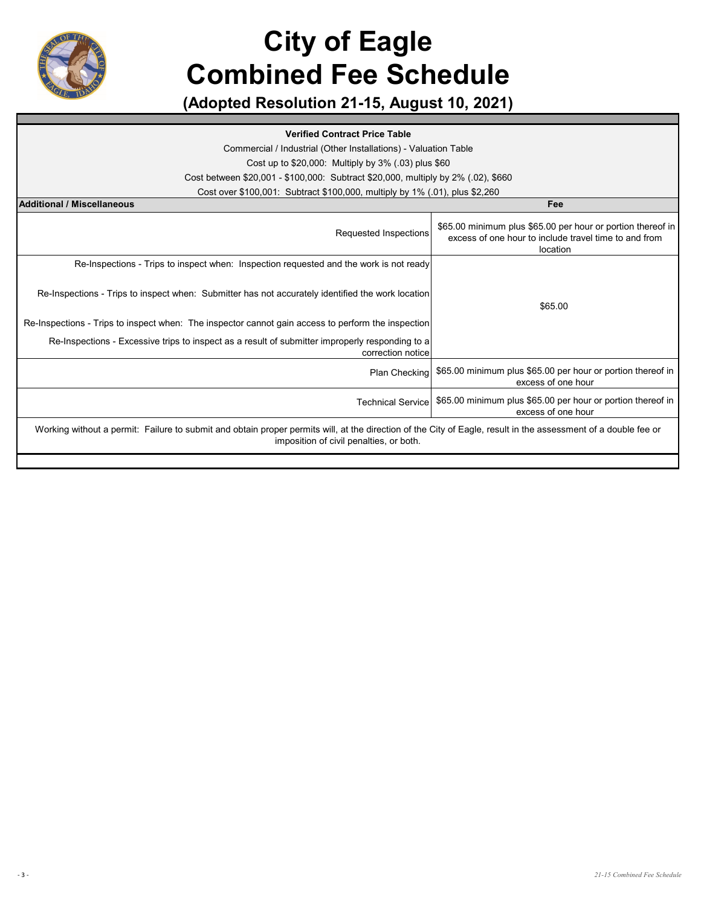# City of Eagle
# Combined Fee Schedule

## (Adopted Resolution 21-15, August 10, 2021)

**Verified Contract Price Table**

Commercial / Industrial (Other Installations) - Valuation Table

Cost up to $20,000: Multiply by 3% (.03) plus $60

Cost between $20,001 - $100,000: Subtract $20,000, multiply by 2% (.02), $660

Cost over $100,001: Subtract $100,000, multiply by 1% (.01), plus $2,260

| Additional / Miscellaneous | Fee |
|---|---|
| Requested Inspections | $65.00 minimum plus $65.00 per hour or portion thereof in excess of one hour to include travel time to and from location |
| Re-Inspections - Trips to inspect when: Inspection requested and the work is not ready | $65.00 |
| Re-Inspections - Trips to inspect when: Submitter has not accurately identified the work location | |
| Re-Inspections - Trips to inspect when: The inspector cannot gain access to perform the inspection | |
| Re-Inspections - Excessive trips to inspect as a result of submitter improperly responding to a correction notice | |
| Plan Checking | $65.00 minimum plus $65.00 per hour or portion thereof in excess of one hour |
| Technical Service | $65.00 minimum plus $65.00 per hour or portion thereof in excess of one hour |

Working without a permit: Failure to submit and obtain proper permits will, at the direction of the City of Eagle, result in the assessment of a double fee or imposition of civil penalties, or both.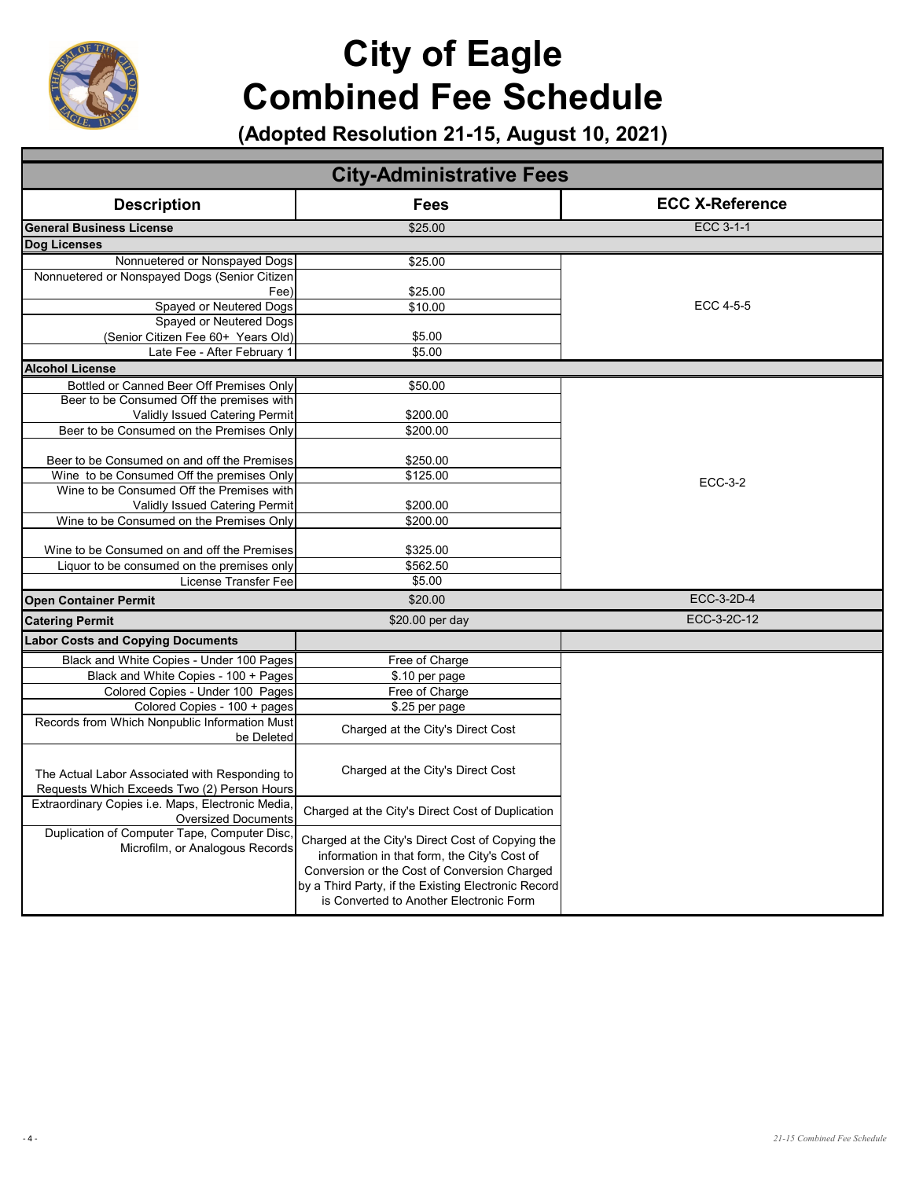# City of Eagle
# Combined Fee Schedule

**(Adopted Resolution 21-15, August 10, 2021)**

## City-Administrative Fees

| Description | Fees | ECC X-Reference |
|---|---|---|
| **General Business License** | $25.00 | ECC 3-1-1 |
| **Dog Licenses** | | |
| Nonneutered or Nonspayed Dogs | $25.00 | ECC 4-5-5 |
| Nonneutered or Nonspayed Dogs (Senior Citizen Fee) | $25.00 | |
| Spayed or Neutered Dogs | $10.00 | |
| Spayed or Neutered Dogs (Senior Citizen Fee 60+ Years Old) | $5.00 | |
| Late Fee - After February 1 | $5.00 | |
| **Alcohol License** | | |
| Bottled or Canned Beer Off Premises Only | $50.00 | ECC-3-2 |
| Beer to be Consumed Off the premises with Validly Issued Catering Permit | $200.00 | |
| Beer to be Consumed on the Premises Only | $200.00 | |
| Beer to be Consumed on and off the Premises | $250.00 | |
| Wine to be Consumed Off the premises Only | $125.00 | |
| Wine to be Consumed Off the Premises with Validly Issued Catering Permit | $200.00 | |
| Wine to be Consumed on the Premises Only | $200.00 | |
| Wine to be Consumed on and off the Premises | $325.00 | |
| Liquor to be consumed on the premises only | $562.50 | |
| License Transfer Fee | $5.00 | |
| **Open Container Permit** | $20.00 | ECC-3-2D-4 |
| **Catering Permit** | $20.00 per day | ECC-3-2C-12 |
| **Labor Costs and Copying Documents** | | |
| Black and White Copies - Under 100 Pages | Free of Charge | |
| Black and White Copies - 100 + Pages | $.10 per page | |
| Colored Copies - Under 100 Pages | Free of Charge | |
| Colored Copies - 100 + pages | $.25 per page | |
| Records from Which Nonpublic Information Must be Deleted | Charged at the City's Direct Cost | |
| The Actual Labor Associated with Responding to Requests Which Exceeds Two (2) Person Hours | Charged at the City's Direct Cost | |
| Extraordinary Copies i.e. Maps, Electronic Media, Oversized Documents | Charged at the City's Direct Cost of Duplication | |
| Duplication of Computer Tape, Computer Disc, Microfilm, or Analogous Records | Charged at the City's Direct Cost of Copying the information in that form, the City's Cost of Conversion or the Cost of Conversion Charged by a Third Party, if the Existing Electronic Record is Converted to Another Electronic Form | |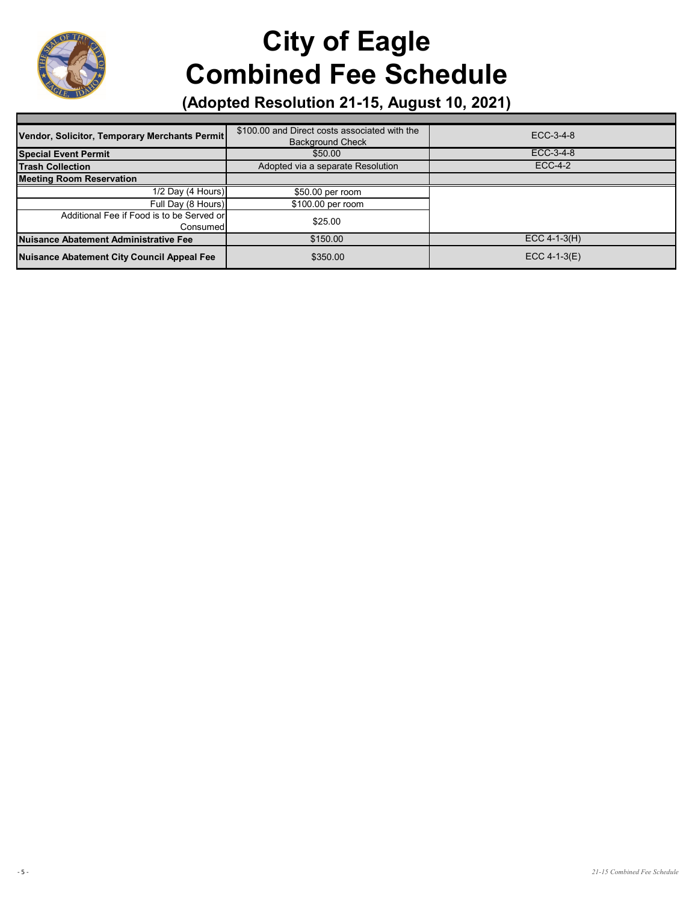# City of Eagle
# Combined Fee Schedule
## (Adopted Resolution 21-15, August 10, 2021)

| | | |
|---|---|---|
| **Vendor, Solicitor, Temporary Merchants Permit** | $100.00 and Direct costs associated with the Background Check | ECC-3-4-8 |
| **Special Event Permit** | $50.00 | ECC-3-4-8 |
| **Trash Collection** | Adopted via a separate Resolution | ECC-4-2 |
| **Meeting Room Reservation** | | |
| 1/2 Day (4 Hours) | $50.00 per room | |
| Full Day (8 Hours) | $100.00 per room | |
| Additional Fee if Food is to be Served or Consumed | $25.00 | |
| **Nuisance Abatement Administrative Fee** | $150.00 | ECC 4-1-3(H) |
| **Nuisance Abatement City Council Appeal Fee** | $350.00 | ECC 4-1-3(E) |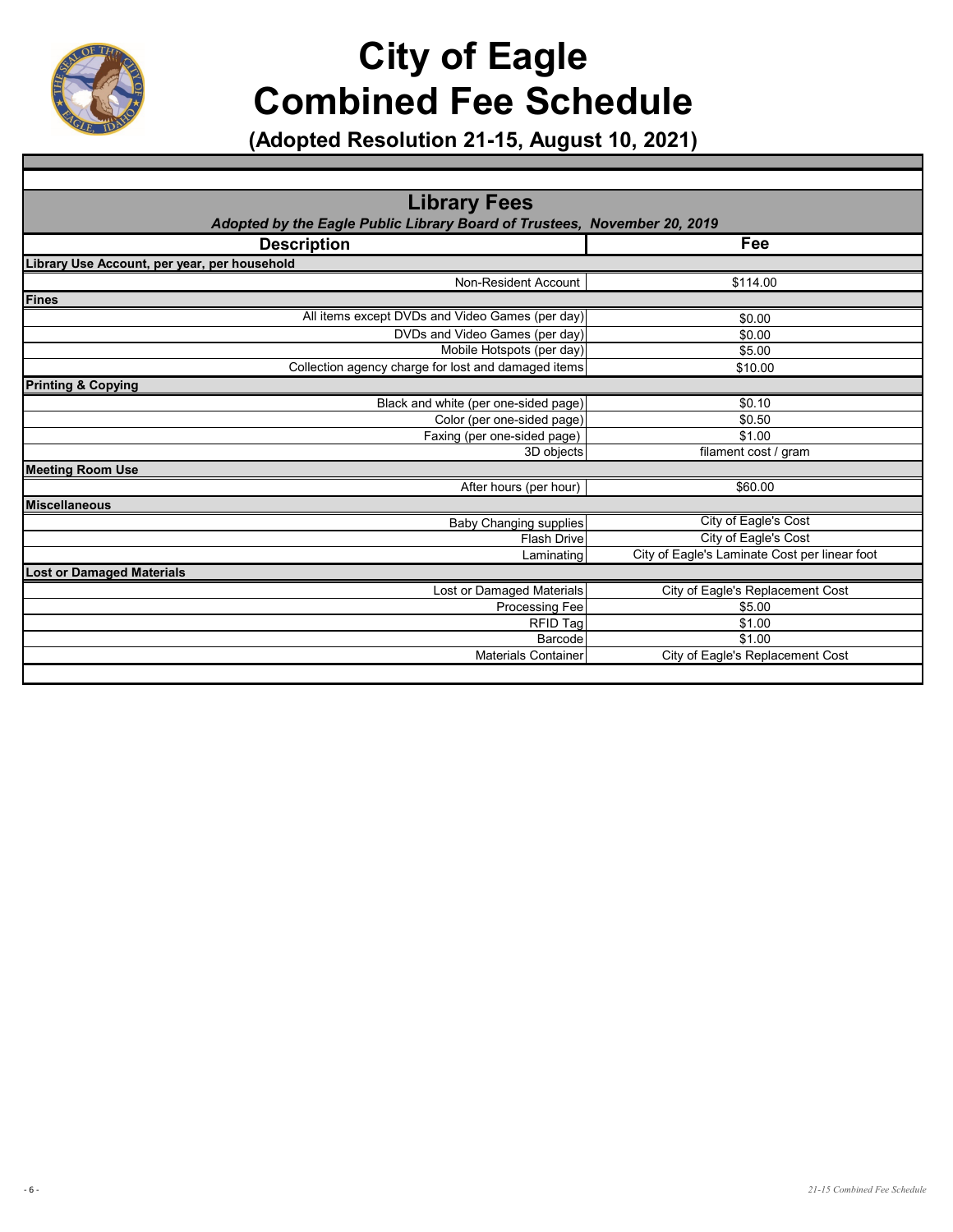# City of Eagle
# Combined Fee Schedule

**(Adopted Resolution 21-15, August 10, 2021)**

## Library Fees

***Adopted by the Eagle Public Library Board of Trustees, November 20, 2019***

| Description | Fee |
|---|---|
| **Library Use Account, per year, per household** | |
| Non-Resident Account | $114.00 |
| **Fines** | |
| All items except DVDs and Video Games (per day) | $0.00 |
| DVDs and Video Games (per day) | $0.00 |
| Mobile Hotspots (per day) | $5.00 |
| Collection agency charge for lost and damaged items | $10.00 |
| **Printing & Copying** | |
| Black and white (per one-sided page) | $0.10 |
| Color (per one-sided page) | $0.50 |
| Faxing (per one-sided page) | $1.00 |
| 3D objects | filament cost / gram |
| **Meeting Room Use** | |
| After hours (per hour) | $60.00 |
| **Miscellaneous** | |
| Baby Changing supplies | City of Eagle's Cost |
| Flash Drive | City of Eagle's Cost |
| Laminating | City of Eagle's Laminate Cost per linear foot |
| **Lost or Damaged Materials** | |
| Lost or Damaged Materials | City of Eagle's Replacement Cost |
| Processing Fee | $5.00 |
| RFID Tag | $1.00 |
| Barcode | $1.00 |
| Materials Container | City of Eagle's Replacement Cost |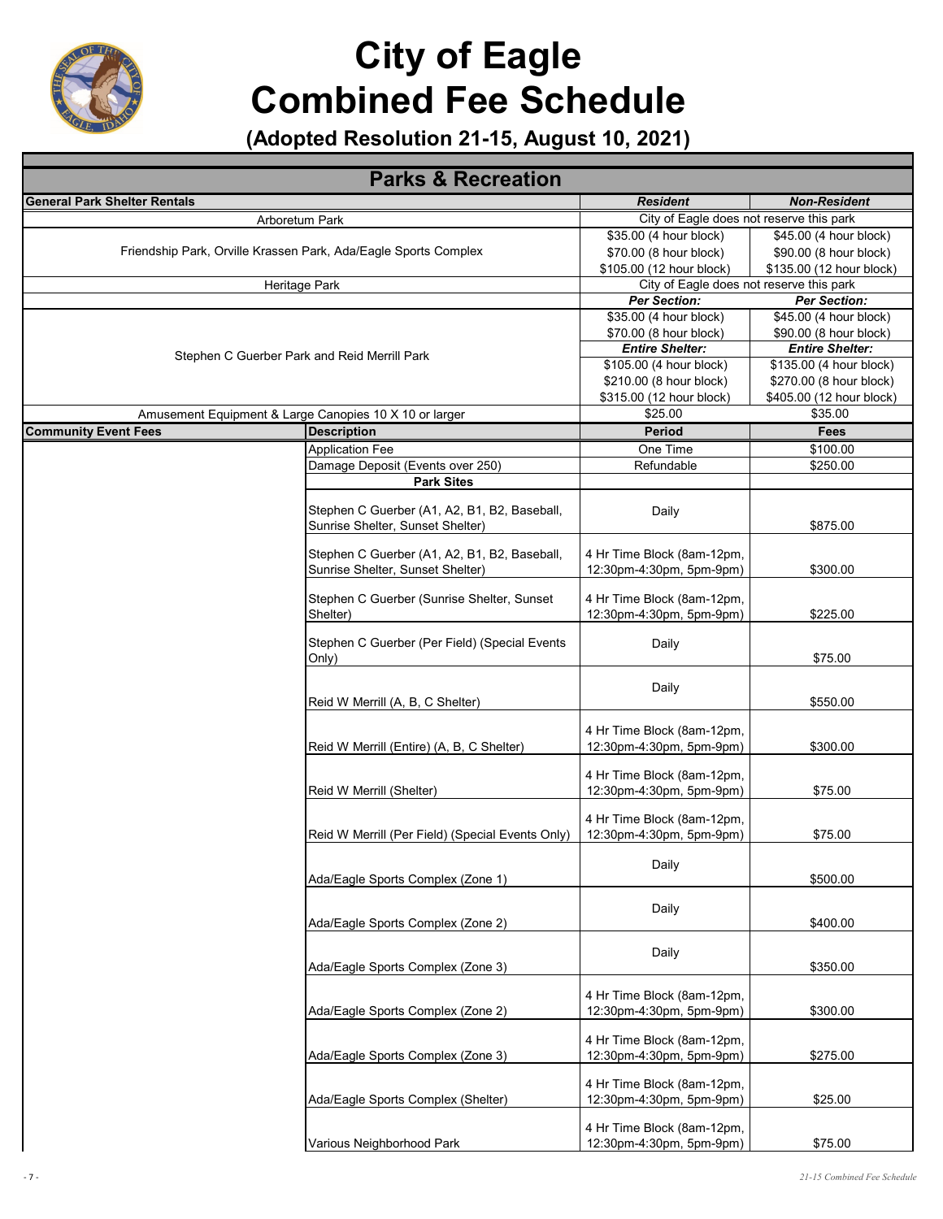# City of Eagle
# Combined Fee Schedule

**(Adopted Resolution 21-15, August 10, 2021)**

## Parks & Recreation

| General Park Shelter Rentals | Resident | Non-Resident |
|---|---|---|
| Arboretum Park | City of Eagle does not reserve this park | |
| Friendship Park, Orville Krassen Park, Ada/Eagle Sports Complex | $35.00 (4 hour block)<br>$70.00 (8 hour block)<br>$105.00 (12 hour block) | $45.00 (4 hour block)<br>$90.00 (8 hour block)<br>$135.00 (12 hour block) |
| Heritage Park | City of Eagle does not reserve this park | |
| Stephen C Guerber Park and Reid Merrill Park | ***Per Section:***<br>$35.00 (4 hour block)<br>$70.00 (8 hour block)<br>***Entire Shelter:***<br>$105.00 (4 hour block)<br>$210.00 (8 hour block)<br>$315.00 (12 hour block) | ***Per Section:***<br>$45.00 (4 hour block)<br>$90.00 (8 hour block)<br>***Entire Shelter:***<br>$135.00 (4 hour block)<br>$270.00 (8 hour block)<br>$405.00 (12 hour block) |
| Amusement Equipment & Large Canopies 10 X 10 or larger | $25.00 | $35.00 |

| Community Event Fees | Description | Period | Fees |
|---|---|---|---|
| | Application Fee | One Time | $100.00 |
| | Damage Deposit (Events over 250) | Refundable | $250.00 |
| | **Park Sites** | | |
| | Stephen C Guerber (A1, A2, B1, B2, Baseball, Sunrise Shelter, Sunset Shelter) | Daily | $875.00 |
| | Stephen C Guerber (A1, A2, B1, B2, Baseball, Sunrise Shelter, Sunset Shelter) | 4 Hr Time Block (8am-12pm, 12:30pm-4:30pm, 5pm-9pm) | $300.00 |
| | Stephen C Guerber (Sunrise Shelter, Sunset Shelter) | 4 Hr Time Block (8am-12pm, 12:30pm-4:30pm, 5pm-9pm) | $225.00 |
| | Stephen C Guerber (Per Field) (Special Events Only) | Daily | $75.00 |
| | Reid W Merrill (A, B, C Shelter) | Daily | $550.00 |
| | Reid W Merrill (Entire) (A, B, C Shelter) | 4 Hr Time Block (8am-12pm, 12:30pm-4:30pm, 5pm-9pm) | $300.00 |
| | Reid W Merrill (Shelter) | 4 Hr Time Block (8am-12pm, 12:30pm-4:30pm, 5pm-9pm) | $75.00 |
| | Reid W Merrill (Per Field) (Special Events Only) | 4 Hr Time Block (8am-12pm, 12:30pm-4:30pm, 5pm-9pm) | $75.00 |
| | Ada/Eagle Sports Complex (Zone 1) | Daily | $500.00 |
| | Ada/Eagle Sports Complex (Zone 2) | Daily | $400.00 |
| | Ada/Eagle Sports Complex (Zone 3) | Daily | $350.00 |
| | Ada/Eagle Sports Complex (Zone 2) | 4 Hr Time Block (8am-12pm, 12:30pm-4:30pm, 5pm-9pm) | $300.00 |
| | Ada/Eagle Sports Complex (Zone 3) | 4 Hr Time Block (8am-12pm, 12:30pm-4:30pm, 5pm-9pm) | $275.00 |
| | Ada/Eagle Sports Complex (Shelter) | 4 Hr Time Block (8am-12pm, 12:30pm-4:30pm, 5pm-9pm) | $25.00 |
| | Various Neighborhood Park | 4 Hr Time Block (8am-12pm, 12:30pm-4:30pm, 5pm-9pm) | $75.00 |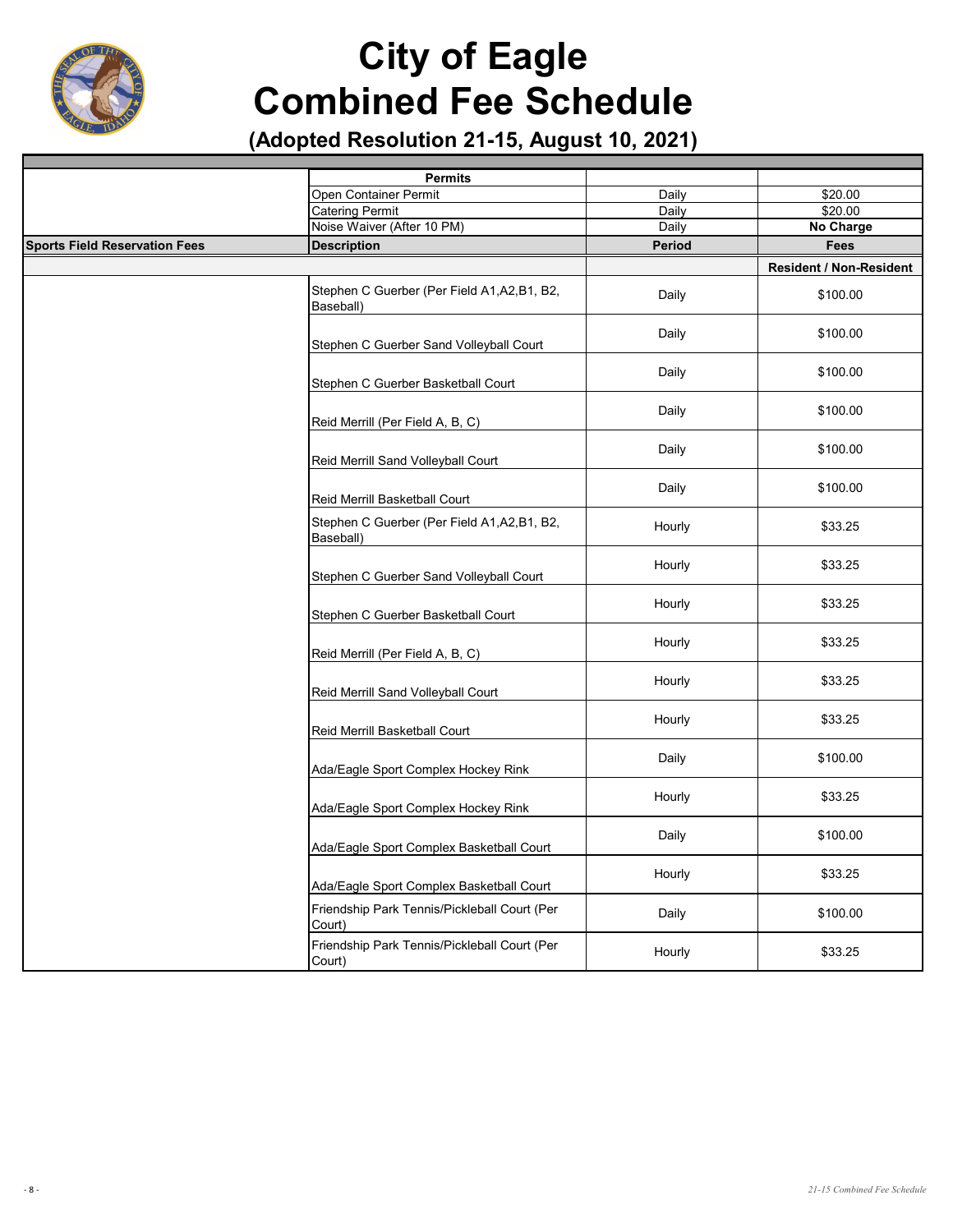# City of Eagle
# Combined Fee Schedule
## (Adopted Resolution 21-15, August 10, 2021)

| | Permits | | |
|---|---|---|---|
| | Open Container Permit | Daily | $20.00 |
| | Catering Permit | Daily | $20.00 |
| | Noise Waiver (After 10 PM) | Daily | **No Charge** |
| **Sports Field Reservation Fees** | **Description** | **Period** | **Fees** |
| | | | **Resident / Non-Resident** |
| | Stephen C Guerber (Per Field A1,A2,B1, B2, Baseball) | Daily | $100.00 |
| | Stephen C Guerber Sand Volleyball Court | Daily | $100.00 |
| | Stephen C Guerber Basketball Court | Daily | $100.00 |
| | Reid Merrill (Per Field A, B, C) | Daily | $100.00 |
| | Reid Merrill Sand Volleyball Court | Daily | $100.00 |
| | Reid Merrill Basketball Court | Daily | $100.00 |
| | Stephen C Guerber (Per Field A1,A2,B1, B2, Baseball) | Hourly | $33.25 |
| | Stephen C Guerber Sand Volleyball Court | Hourly | $33.25 |
| | Stephen C Guerber Basketball Court | Hourly | $33.25 |
| | Reid Merrill (Per Field A, B, C) | Hourly | $33.25 |
| | Reid Merrill Sand Volleyball Court | Hourly | $33.25 |
| | Reid Merrill Basketball Court | Hourly | $33.25 |
| | Ada/Eagle Sport Complex Hockey Rink | Daily | $100.00 |
| | Ada/Eagle Sport Complex Hockey Rink | Hourly | $33.25 |
| | Ada/Eagle Sport Complex Basketball Court | Daily | $100.00 |
| | Ada/Eagle Sport Complex Basketball Court | Hourly | $33.25 |
| | Friendship Park Tennis/Pickleball Court (Per Court) | Daily | $100.00 |
| | Friendship Park Tennis/Pickleball Court (Per Court) | Hourly | $33.25 |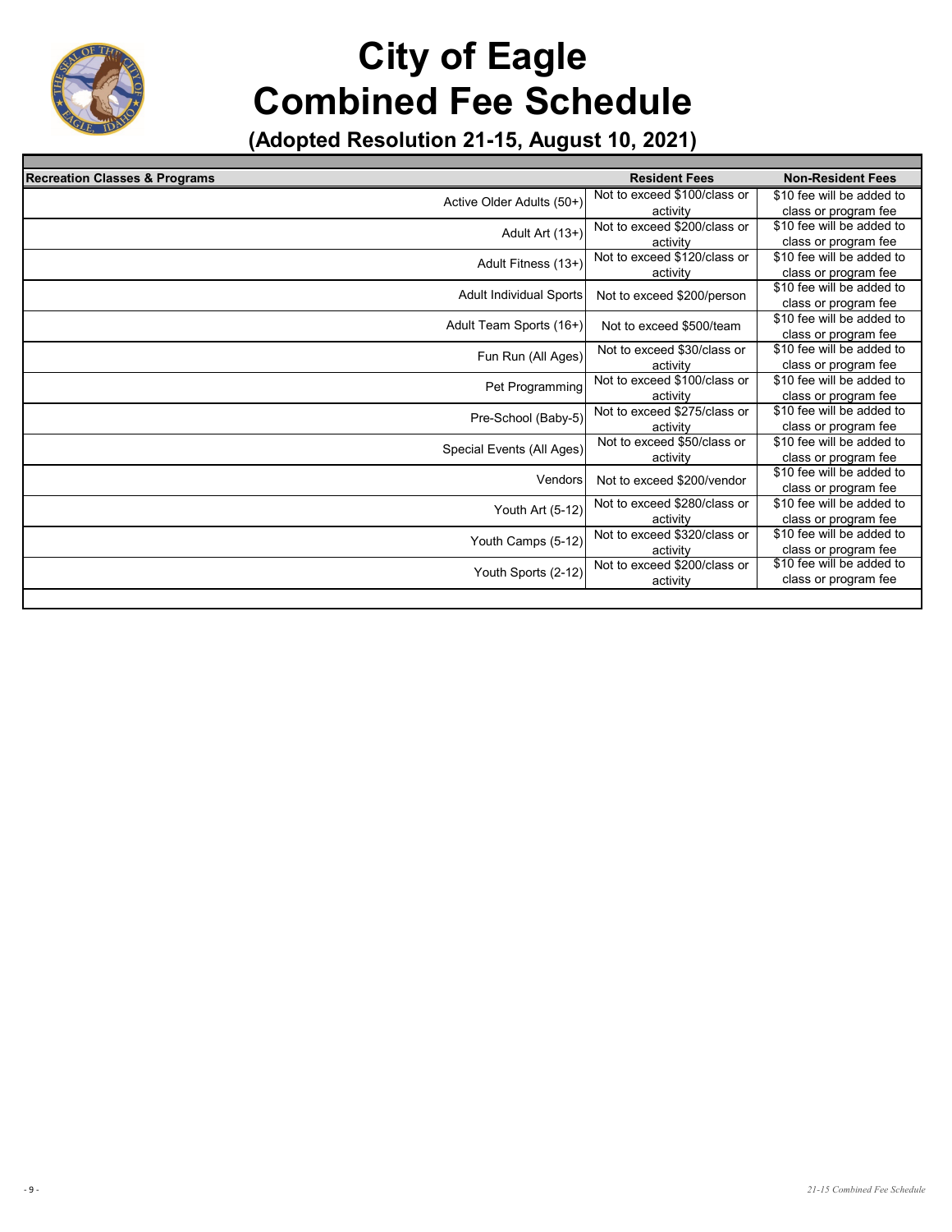# City of Eagle
# Combined Fee Schedule

## (Adopted Resolution 21-15, August 10, 2021)

| Recreation Classes & Programs | Resident Fees | Non-Resident Fees |
|---|---|---|
| Active Older Adults (50+) | Not to exceed $100/class or activity | $10 fee will be added to class or program fee |
| Adult Art (13+) | Not to exceed $200/class or activity | $10 fee will be added to class or program fee |
| Adult Fitness (13+) | Not to exceed $120/class or activity | $10 fee will be added to class or program fee |
| Adult Individual Sports | Not to exceed $200/person | $10 fee will be added to class or program fee |
| Adult Team Sports (16+) | Not to exceed $500/team | $10 fee will be added to class or program fee |
| Fun Run (All Ages) | Not to exceed $30/class or activity | $10 fee will be added to class or program fee |
| Pet Programming | Not to exceed $100/class or activity | $10 fee will be added to class or program fee |
| Pre-School (Baby-5) | Not to exceed $275/class or activity | $10 fee will be added to class or program fee |
| Special Events (All Ages) | Not to exceed $50/class or activity | $10 fee will be added to class or program fee |
| Vendors | Not to exceed $200/vendor | $10 fee will be added to class or program fee |
| Youth Art (5-12) | Not to exceed $280/class or activity | $10 fee will be added to class or program fee |
| Youth Camps (5-12) | Not to exceed $320/class or activity | $10 fee will be added to class or program fee |
| Youth Sports (2-12) | Not to exceed $200/class or activity | $10 fee will be added to class or program fee |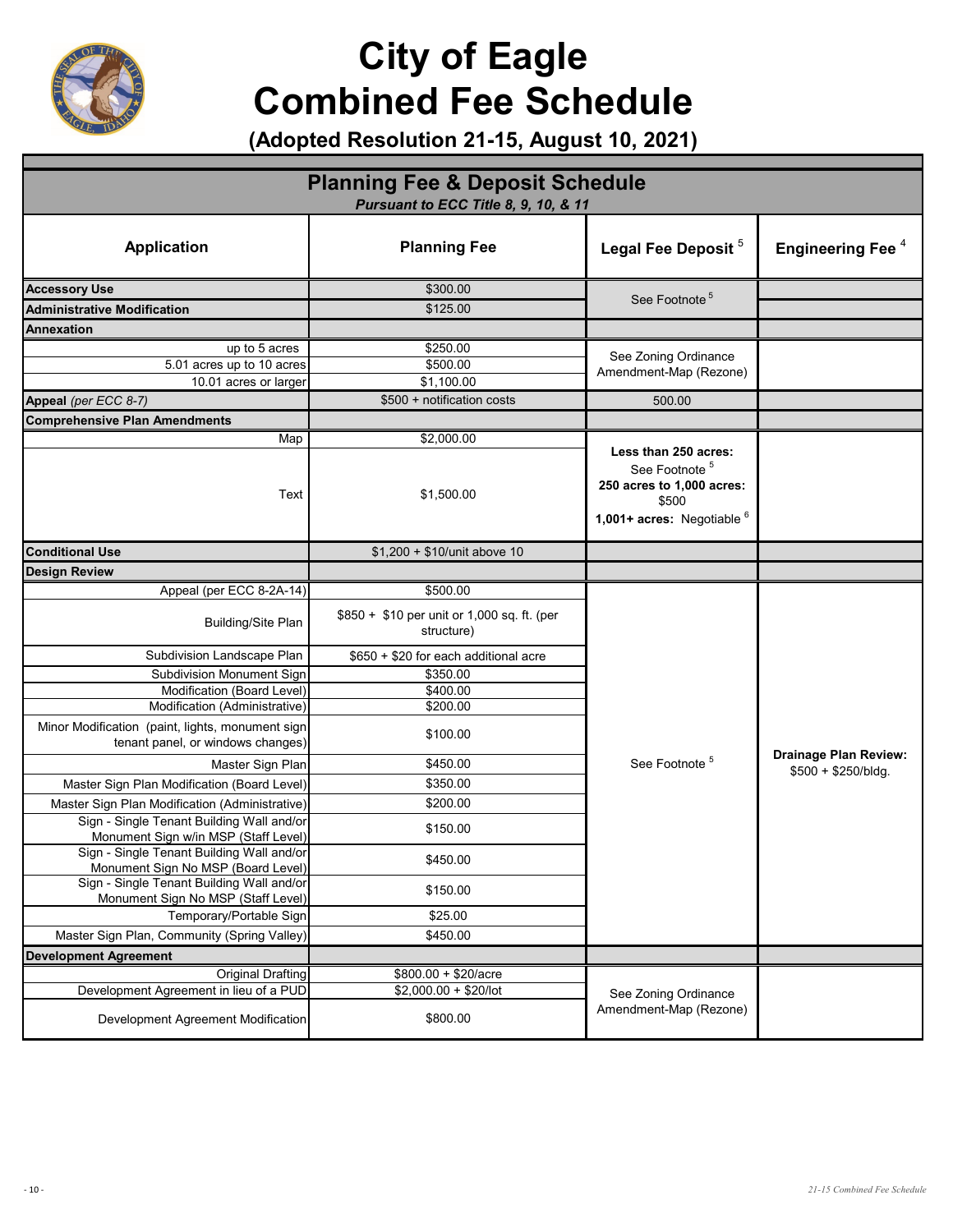# City of Eagle Combined Fee Schedule

**(Adopted Resolution 21-15, August 10, 2021)**

## Planning Fee & Deposit Schedule

*Pursuant to ECC Title 8, 9, 10, & 11*

| Application | Planning Fee | Legal Fee Deposit [5] | Engineering Fee [4] |
|---|---|---|---|
| **Accessory Use** | $300.00 | See Footnote [5] | |
| **Administrative Modification** | $125.00 | | |
| **Annexation** | | | |
| up to 5 acres | $250.00 | See Zoning Ordinance Amendment-Map (Rezone) | |
| 5.01 acres up to 10 acres | $500.00 | | |
| 10.01 acres or larger | $1,100.00 | | |
| **Appeal** *(per ECC 8-7)* | $500 + notification costs | 500.00 | |
| **Comprehensive Plan Amendments** | | | |
| Map | $2,000.00 | **Less than 250 acres:** See Footnote [5] **250 acres to 1,000 acres:** $500 **1,001+ acres:** Negotiable [6] | |
| Text | $1,500.00 | | |
| **Conditional Use** | $1,200 + $10/unit above 10 | | |
| **Design Review** | | | |
| Appeal (per ECC 8-2A-14) | $500.00 | See Footnote [5] | **Drainage Plan Review:** $500 + $250/bldg. |
| Building/Site Plan | $850 + $10 per unit or 1,000 sq. ft. (per structure) | | |
| Subdivision Landscape Plan | $650 + $20 for each additional acre | | |
| Subdivision Monument Sign | $350.00 | | |
| Modification (Board Level) | $400.00 | | |
| Modification (Administrative) | $200.00 | | |
| Minor Modification (paint, lights, monument sign tenant panel, or windows changes) | $100.00 | | |
| Master Sign Plan | $450.00 | | |
| Master Sign Plan Modification (Board Level) | $350.00 | | |
| Master Sign Plan Modification (Administrative) | $200.00 | | |
| Sign - Single Tenant Building Wall and/or Monument Sign w/in MSP (Staff Level) | $150.00 | | |
| Sign - Single Tenant Building Wall and/or Monument Sign No MSP (Board Level) | $450.00 | | |
| Sign - Single Tenant Building Wall and/or Monument Sign No MSP (Staff Level) | $150.00 | | |
| Temporary/Portable Sign | $25.00 | | |
| Master Sign Plan, Community (Spring Valley) | $450.00 | | |
| **Development Agreement** | | | |
| Original Drafting | $800.00 + $20/acre | See Zoning Ordinance Amendment-Map (Rezone) | |
| Development Agreement in lieu of a PUD | $2,000.00 + $20/lot | | |
| Development Agreement Modification | $800.00 | | |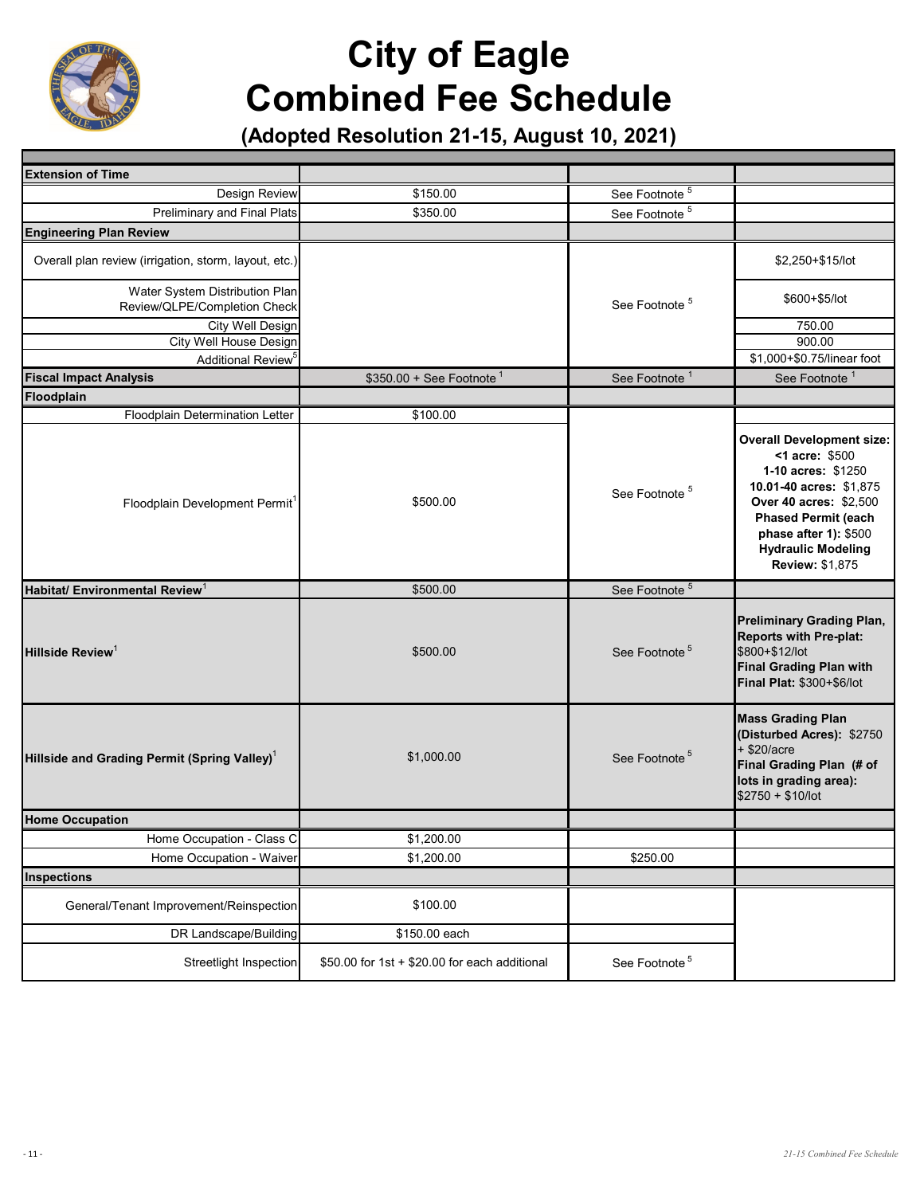# City of Eagle
# Combined Fee Schedule

**(Adopted Resolution 21-15, August 10, 2021)**

| | | | |
|---|---|---|---|
| **Extension of Time** | | | |
| Design Review | $150.00 | See Footnote [5] | |
| Preliminary and Final Plats | $350.00 | See Footnote [5] | |
| **Engineering Plan Review** | | | |
| Overall plan review (irrigation, storm, layout, etc.) | | See Footnote [5] | $2,250+$15/lot |
| Water System Distribution Plan Review/QLPE/Completion Check | | | $600+$5/lot |
| City Well Design | | | 750.00 |
| City Well House Design | | | 900.00 |
| Additional Review[5] | | | $1,000+$0.75/linear foot |
| **Fiscal Impact Analysis** | $350.00 + See Footnote [1] | See Footnote [1] | See Footnote [1] |
| **Floodplain** | | | |
| Floodplain Determination Letter | $100.00 | | |
| Floodplain Development Permit[1] | $500.00 | See Footnote [5] | **Overall Development size:** **<1 acre:** $500 **1-10 acres:** $1250 **10.01-40 acres:** $1,875 **Over 40 acres:** $2,500 **Phased Permit (each phase after 1):** $500 **Hydraulic Modeling Review:** $1,875 |
| **Habitat/ Environmental Review**[1] | $500.00 | See Footnote [5] | |
| **Hillside Review**[1] | $500.00 | See Footnote [5] | **Preliminary Grading Plan, Reports with Pre-plat:** $800+$12/lot **Final Grading Plan with Final Plat:** $300+$6/lot |
| **Hillside and Grading Permit (Spring Valley)**[1] | $1,000.00 | See Footnote [5] | **Mass Grading Plan (Disturbed Acres):** $2750 + $20/acre **Final Grading Plan (# of lots in grading area):** $2750 + $10/lot |
| **Home Occupation** | | | |
| Home Occupation - Class C | $1,200.00 | | |
| Home Occupation - Waiver | $1,200.00 | $250.00 | |
| **Inspections** | | | |
| General/Tenant Improvement/Reinspection | $100.00 | | |
| DR Landscape/Building | $150.00 each | | |
| Streetlight Inspection | $50.00 for 1st + $20.00 for each additional | See Footnote [5] | |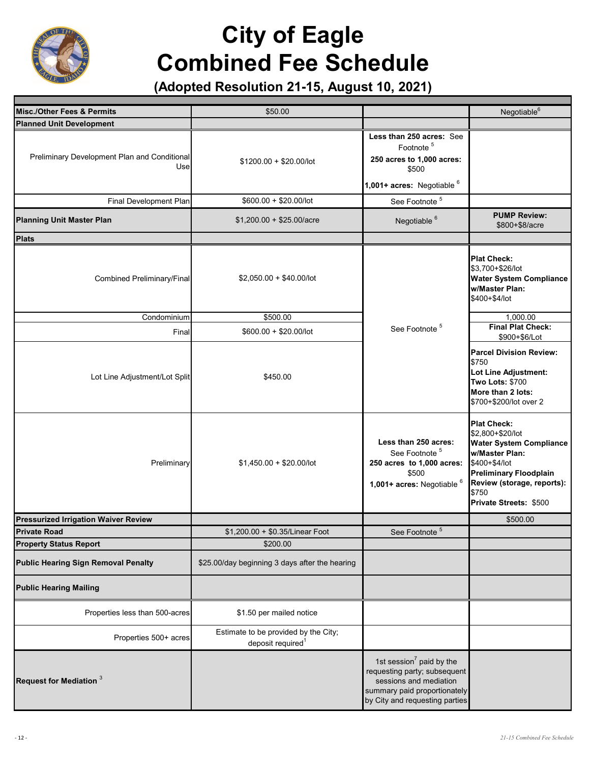# City of Eagle Combined Fee Schedule

**(Adopted Resolution 21-15, August 10, 2021)**

| | | | |
|---|---|---|---|
| **Misc./Other Fees & Permits** | $50.00 | | Negotiable[6] |
| **Planned Unit Development** | | | |
| Preliminary Development Plan and Conditional Use | $1200.00 + $20.00/lot | **Less than 250 acres:** See Footnote [5] **250 acres to 1,000 acres:** $500 **1,001+ acres:** Negotiable [6] | |
| Final Development Plan | $600.00 + $20.00/lot | See Footnote [5] | |
| **Planning Unit Master Plan** | $1,200.00 + $25.00/acre | Negotiable [6] | **PUMP Review:** $800+$8/acre |
| **Plats** | | | |
| Combined Preliminary/Final | $2,050.00 + $40.00/lot | See Footnote [5] | **Plat Check:** $3,700+$26/lot **Water System Compliance w/Master Plan:** $400+$4/lot |
| Condominium | $500.00 | See Footnote [5] | 1,000.00 |
| Final | $600.00 + $20.00/lot | See Footnote [5] | **Final Plat Check:** $900+$6/Lot |
| Lot Line Adjustment/Lot Split | $450.00 | See Footnote [5] | **Parcel Division Review:** $750 **Lot Line Adjustment: Two Lots:** $700 **More than 2 lots:** $700+$200/lot over 2 |
| Preliminary | $1,450.00 + $20.00/lot | **Less than 250 acres:** See Footnote [5] **250 acres to 1,000 acres:** $500 **1,001+ acres:** Negotiable [6] | **Plat Check:** $2,800+$20/lot **Water System Compliance w/Master Plan:** $400+$4/lot **Preliminary Floodplain Review (storage, reports):** $750 **Private Streets:** $500 |
| **Pressurized Irrigation Waiver Review** | | | $500.00 |
| **Private Road** | $1,200.00 + $0.35/Linear Foot | See Footnote [5] | |
| **Property Status Report** | $200.00 | | |
| **Public Hearing Sign Removal Penalty** | $25.00/day beginning 3 days after the hearing | | |
| **Public Hearing Mailing** | | | |
| Properties less than 500-acres | $1.50 per mailed notice | | |
| Properties 500+ acres | Estimate to be provided by the City; deposit required[1] | | |
| **Request for Mediation** [3] | | 1st session[7] paid by the requesting party; subsequent sessions and mediation summary paid proportionately by City and requesting parties | |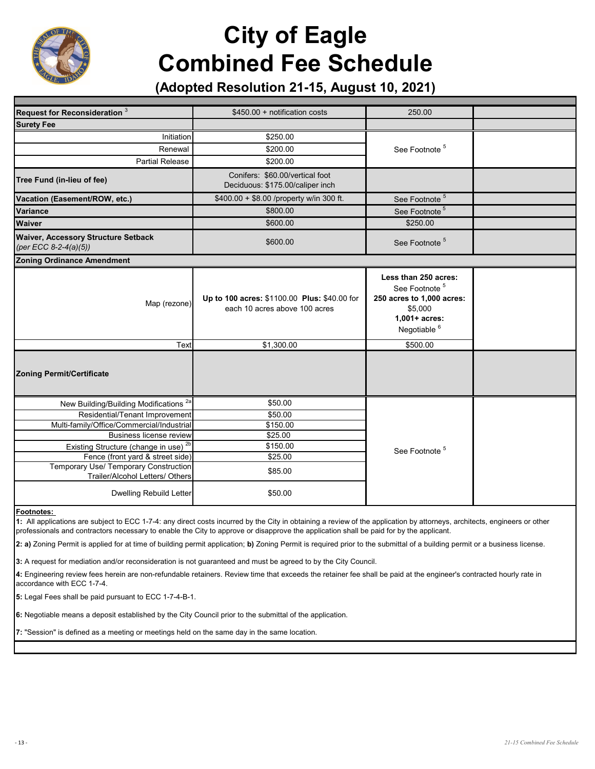# City of Eagle Combined Fee Schedule

## (Adopted Resolution 21-15, August 10, 2021)

| | | | |
|---|---|---|---|
| **Request for Reconsideration** [3] | $450.00 + notification costs | 250.00 | |
| **Surety Fee** | | | |
| Initiation | $250.00 | See Footnote [5] | |
| Renewal | $200.00 | | |
| Partial Release | $200.00 | | |
| **Tree Fund (in-lieu of fee)** | Conifers: $60.00/vertical foot<br>Deciduous: $175.00/caliper inch | | |
| **Vacation (Easement/ROW, etc.)** | $400.00 + $8.00 /property w/in 300 ft. | See Footnote [5] | |
| **Variance** | $800.00 | See Footnote [5] | |
| **Waiver** | $600.00 | $250.00 | |
| **Waiver, Accessory Structure Setback** *(per ECC 8-2-4(a)(5))* | $600.00 | See Footnote [5] | |
| **Zoning Ordinance Amendment** | | | |
| Map (rezone) | **Up to 100 acres:** $1100.00 **Plus:** $40.00 for each 10 acres above 100 acres | **Less than 250 acres:** See Footnote [5]<br>**250 acres to 1,000 acres:** $5,000<br>**1,001+ acres:** Negotiable [6] | |
| Text | $1,300.00 | $500.00 | |
| **Zoning Permit/Certificate** | | | |
| New Building/Building Modifications [2a] | $50.00 | See Footnote [5] | |
| Residential/Tenant Improvement | $50.00 | | |
| Multi-family/Office/Commercial/Industrial | $150.00 | | |
| Business license review | $25.00 | | |
| Existing Structure (change in use) [2b] | $150.00 | | |
| Fence (front yard & street side) | $25.00 | | |
| Temporary Use/ Temporary Construction Trailer/Alcohol Letters/ Others | $85.00 | | |
| Dwelling Rebuild Letter | $50.00 | | |

**Footnotes:**

**1:** All applications are subject to ECC 1-7-4: any direct costs incurred by the City in obtaining a review of the application by attorneys, architects, engineers or other professionals and contractors necessary to enable the City to approve or disapprove the application shall be paid for by the applicant.

**2: a)** Zoning Permit is applied for at time of building permit application; **b)** Zoning Permit is required prior to the submittal of a building permit or a business license.

**3:** A request for mediation and/or reconsideration is not guaranteed and must be agreed to by the City Council.

**4:** Engineering review fees herein are non-refundable retainers. Review time that exceeds the retainer fee shall be paid at the engineer's contracted hourly rate in accordance with ECC 1-7-4.

**5:** Legal Fees shall be paid pursuant to ECC 1-7-4-B-1.

**6:** Negotiable means a deposit established by the City Council prior to the submittal of the application.

**7:** "Session" is defined as a meeting or meetings held on the same day in the same location.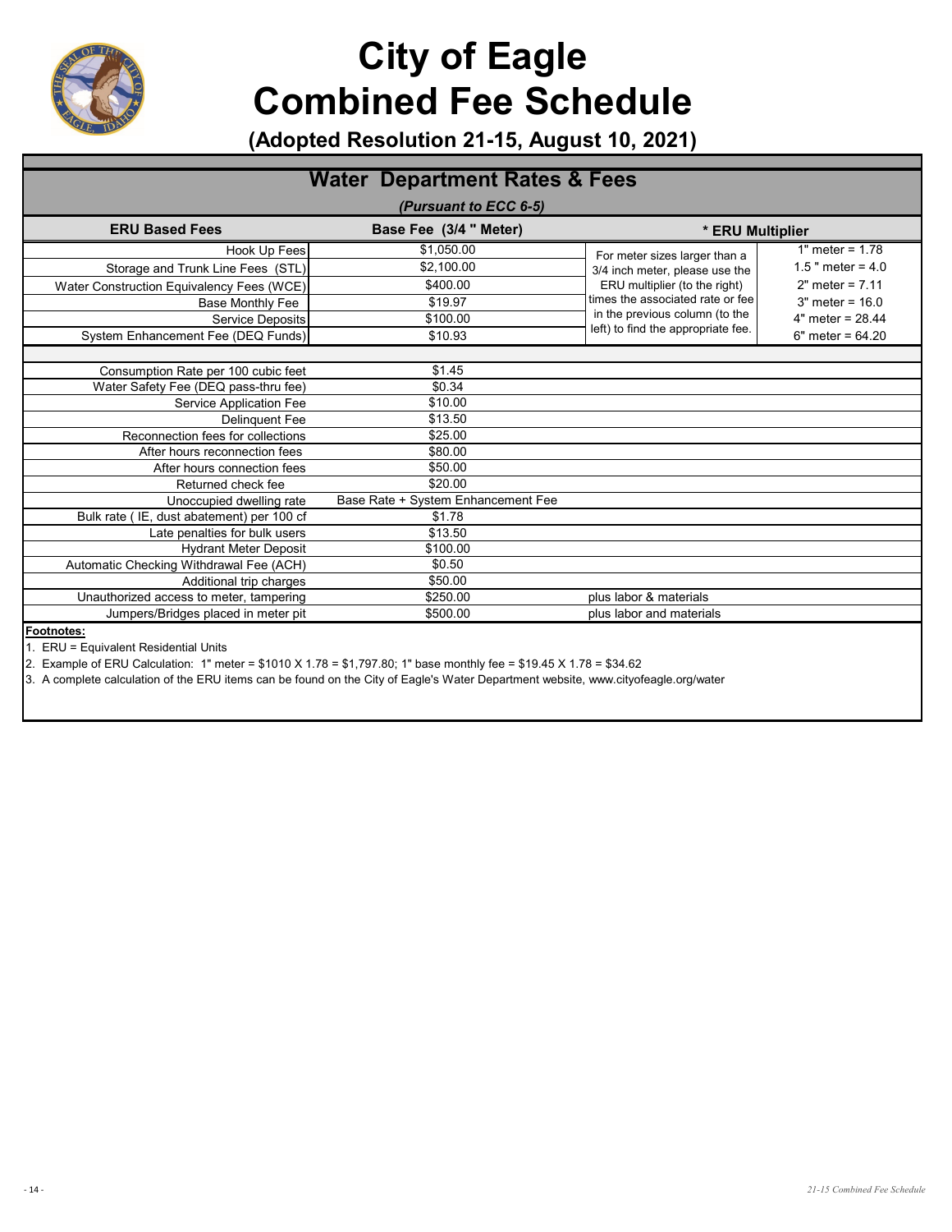# City of Eagle Combined Fee Schedule

**(Adopted Resolution 21-15, August 10, 2021)**

## Water Department Rates & Fees

*(Pursuant to ECC 6-5)*

| ERU Based Fees | Base Fee (3/4 " Meter) | * ERU Multiplier | |
|---|---|---|---|
| Hook Up Fees | $1,050.00 | For meter sizes larger than a 3/4 inch meter, please use the ERU multiplier (to the right) times the associated rate or fee in the previous column (to the left) to find the appropriate fee. | 1" meter = 1.78 |
| Storage and Trunk Line Fees (STL) | $2,100.00 | | 1.5 " meter = 4.0 |
| Water Construction Equivalency Fees (WCE) | $400.00 | | 2" meter = 7.11 |
| Base Monthly Fee | $19.97 | | 3" meter = 16.0 |
| Service Deposits | $100.00 | | 4" meter = 28.44 |
| System Enhancement Fee (DEQ Funds) | $10.93 | | 6" meter = 64.20 |
| | | | |
| Consumption Rate per 100 cubic feet | $1.45 | | |
| Water Safety Fee (DEQ pass-thru fee) | $0.34 | | |
| Service Application Fee | $10.00 | | |
| Delinquent Fee | $13.50 | | |
| Reconnection fees for collections | $25.00 | | |
| After hours reconnection fees | $80.00 | | |
| After hours connection fees | $50.00 | | |
| Returned check fee | $20.00 | | |
| Unoccupied dwelling rate | Base Rate + System Enhancement Fee | | |
| Bulk rate ( IE, dust abatement) per 100 cf | $1.78 | | |
| Late penalties for bulk users | $13.50 | | |
| Hydrant Meter Deposit | $100.00 | | |
| Automatic Checking Withdrawal Fee (ACH) | $0.50 | | |
| Additional trip charges | $50.00 | | |
| Unauthorized access to meter, tampering | $250.00 | plus labor & materials | |
| Jumpers/Bridges placed in meter pit | $500.00 | plus labor and materials | |

**Footnotes:**

1. ERU = Equivalent Residential Units
2. Example of ERU Calculation: 1" meter = $1010 X 1.78 = $1,797.80; 1" base monthly fee = $19.45 X 1.78 = $34.62
3. A complete calculation of the ERU items can be found on the City of Eagle's Water Department website, www.cityofeagle.org/water